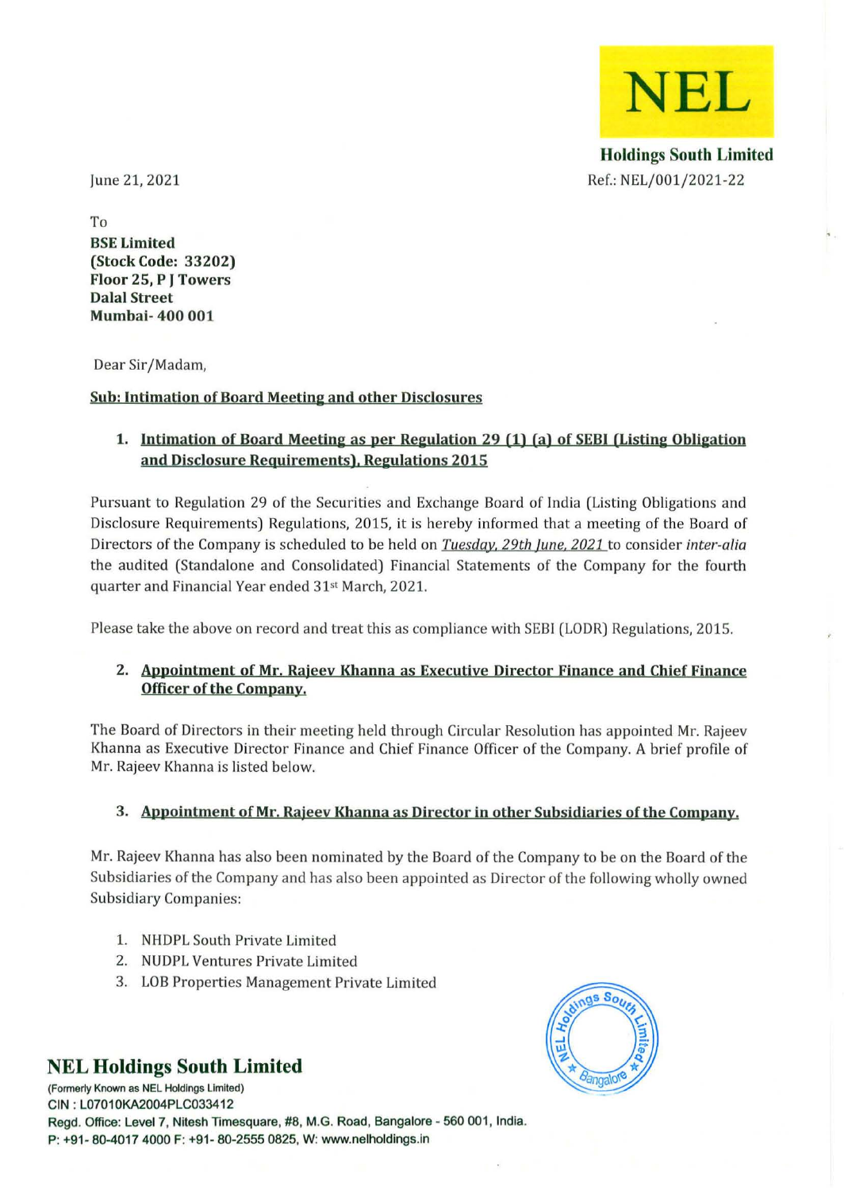**NEL**

**Holdings South Limited**

June 21, 2021

Ref.: NEL/001/2021-22

To
**BSE Limited**
**(Stock Code: 33202)**
**Floor 25, P J Towers**
**Dalal Street**
**Mumbai- 400 001**

Dear Sir/Madam,

**Sub: Intimation of Board Meeting and other Disclosures**

1. **Intimation of Board Meeting as per Regulation 29 (1) (a) of SEBI (Listing Obligation and Disclosure Requirements), Regulations 2015**

Pursuant to Regulation 29 of the Securities and Exchange Board of India (Listing Obligations and Disclosure Requirements) Regulations, 2015, it is hereby informed that a meeting of the Board of Directors of the Company is scheduled to be held on *Tuesday, 29th June, 2021* to consider *inter-alia* the audited (Standalone and Consolidated) Financial Statements of the Company for the fourth quarter and Financial Year ended 31st March, 2021.

Please take the above on record and treat this as compliance with SEBI (LODR) Regulations, 2015.

2. **Appointment of Mr. Rajeev Khanna as Executive Director Finance and Chief Finance Officer of the Company.**

The Board of Directors in their meeting held through Circular Resolution has appointed Mr. Rajeev Khanna as Executive Director Finance and Chief Finance Officer of the Company. A brief profile of Mr. Rajeev Khanna is listed below.

3. **Appointment of Mr. Rajeev Khanna as Director in other Subsidiaries of the Company.**

Mr. Rajeev Khanna has also been nominated by the Board of the Company to be on the Board of the Subsidiaries of the Company and has also been appointed as Director of the following wholly owned Subsidiary Companies:

1. NHDPL South Private Limited
2. NUDPL Ventures Private Limited
3. LOB Properties Management Private Limited

**NEL Holdings South Limited**
(Formerly Known as NEL Holdings Limited)
CIN : L07010KA2004PLC033412
Regd. Office: Level 7, Nitesh Timesquare, #8, M.G. Road, Bangalore - 560 001, India.
P: +91- 80-4017 4000 F: +91- 80-2555 0825, W: www.nelholdings.in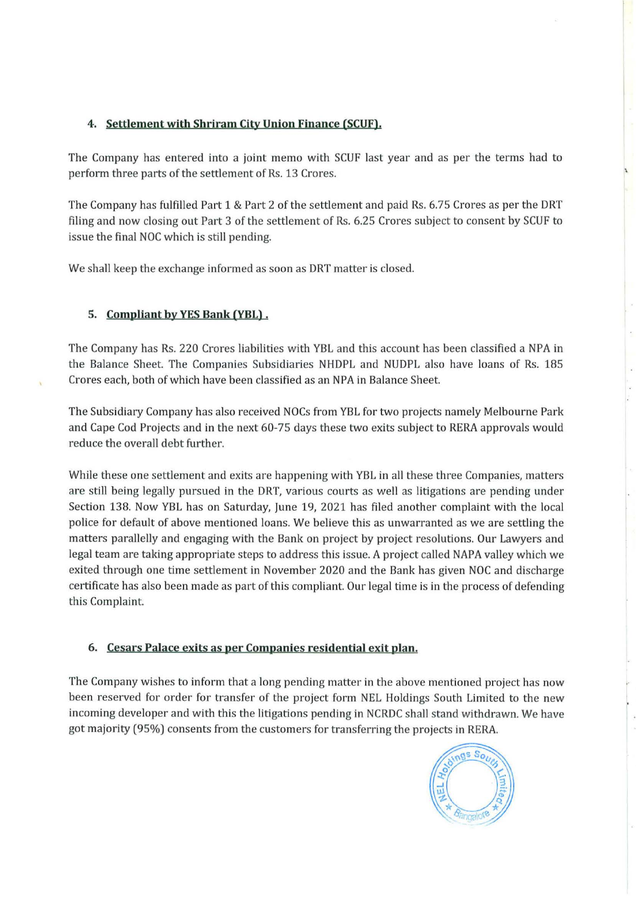4. **Settlement with Shriram City Union Finance (SCUF).**

The Company has entered into a joint memo with SCUF last year and as per the terms had to perform three parts of the settlement of Rs. 13 Crores.

The Company has fulfilled Part 1 & Part 2 of the settlement and paid Rs. 6.75 Crores as per the DRT filing and now closing out Part 3 of the settlement of Rs. 6.25 Crores subject to consent by SCUF to issue the final NOC which is still pending.

We shall keep the exchange informed as soon as DRT matter is closed.

5. **Compliant by YES Bank (YBL).**

The Company has Rs. 220 Crores liabilities with YBL and this account has been classified a NPA in the Balance Sheet. The Companies Subsidiaries NHDPL and NUDPL also have loans of Rs. 185 Crores each, both of which have been classified as an NPA in Balance Sheet.

The Subsidiary Company has also received NOCs from YBL for two projects namely Melbourne Park and Cape Cod Projects and in the next 60-75 days these two exits subject to RERA approvals would reduce the overall debt further.

While these one settlement and exits are happening with YBL in all these three Companies, matters are still being legally pursued in the DRT, various courts as well as litigations are pending under Section 138. Now YBL has on Saturday, June 19, 2021 has filed another complaint with the local police for default of above mentioned loans. We believe this as unwarranted as we are settling the matters parallelly and engaging with the Bank on project by project resolutions. Our Lawyers and legal team are taking appropriate steps to address this issue. A project called NAPA valley which we exited through one time settlement in November 2020 and the Bank has given NOC and discharge certificate has also been made as part of this compliant. Our legal time is in the process of defending this Complaint.

6. **Cesars Palace exits as per Companies residential exit plan.**

The Company wishes to inform that a long pending matter in the above mentioned project has now been reserved for order for transfer of the project form NEL Holdings South Limited to the new incoming developer and with this the litigations pending in NCRDC shall stand withdrawn. We have got majority (95%) consents from the customers for transferring the projects in RERA.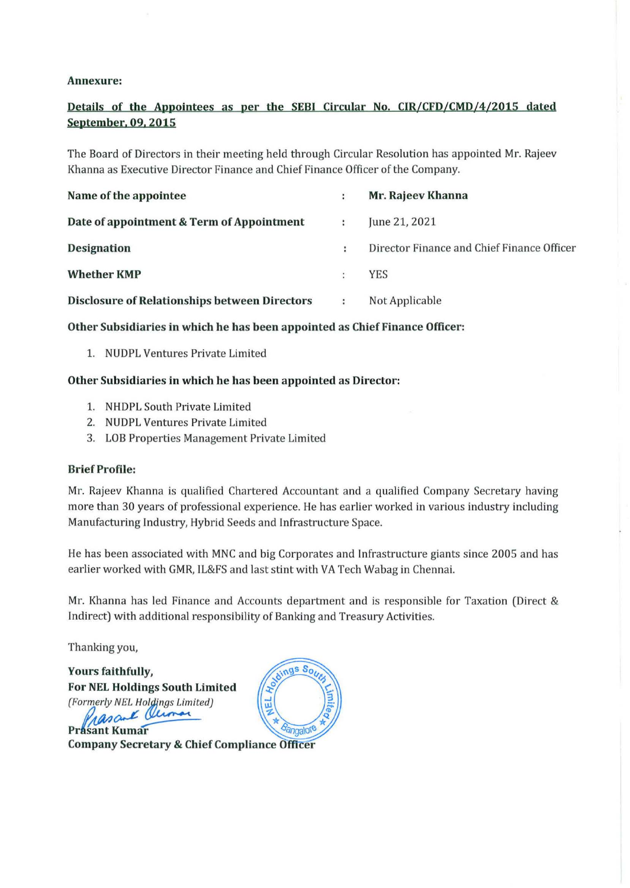**Annexure:**

**Details of the Appointees as per the SEBI Circular No. CIR/CFD/CMD/4/2015 dated September, 09, 2015**

The Board of Directors in their meeting held through Circular Resolution has appointed Mr. Rajeev Khanna as Executive Director Finance and Chief Finance Officer of the Company.

| | | |
|---|---|---|
| **Name of the appointee** | : | **Mr. Rajeev Khanna** |
| **Date of appointment & Term of Appointment** | : | June 21, 2021 |
| **Designation** | : | Director Finance and Chief Finance Officer |
| **Whether KMP** | : | YES |
| **Disclosure of Relationships between Directors** | : | Not Applicable |

**Other Subsidiaries in which he has been appointed as Chief Finance Officer:**

1. NUDPL Ventures Private Limited

**Other Subsidiaries in which he has been appointed as Director:**

1. NHDPL South Private Limited
2. NUDPL Ventures Private Limited
3. LOB Properties Management Private Limited

**Brief Profile:**

Mr. Rajeev Khanna is qualified Chartered Accountant and a qualified Company Secretary having more than 30 years of professional experience. He has earlier worked in various industry including Manufacturing Industry, Hybrid Seeds and Infrastructure Space.

He has been associated with MNC and big Corporates and Infrastructure giants since 2005 and has earlier worked with GMR, IL&FS and last stint with VA Tech Wabag in Chennai.

Mr. Khanna has led Finance and Accounts department and is responsible for Taxation (Direct & Indirect) with additional responsibility of Banking and Treasury Activities.

Thanking you,

**Yours faithfully,**
**For NEL Holdings South Limited**
*(Formerly NEL Holdings Limited)*

**Prasant Kumar**
**Company Secretary & Chief Compliance Officer**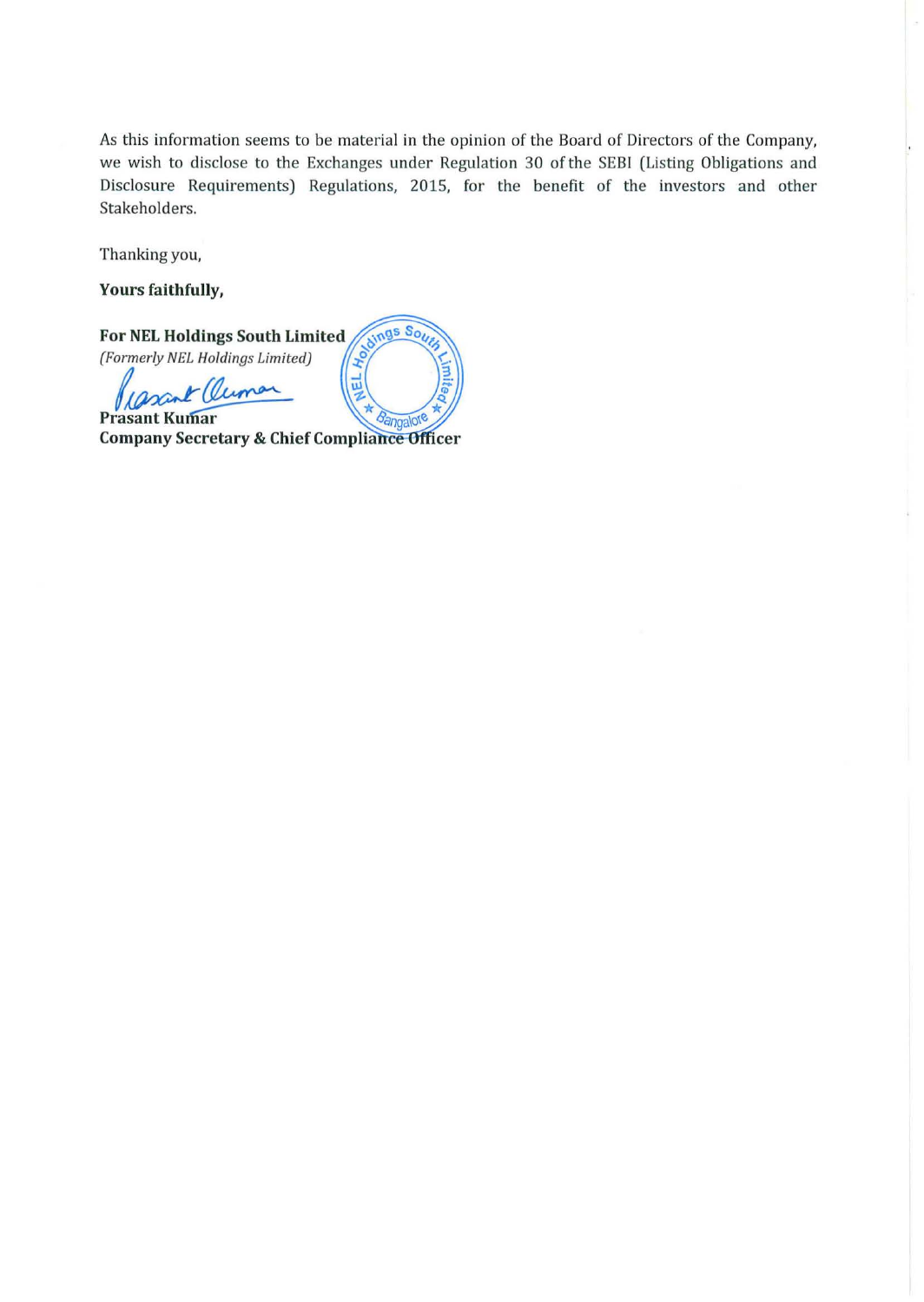As this information seems to be material in the opinion of the Board of Directors of the Company, we wish to disclose to the Exchanges under Regulation 30 of the SEBI (Listing Obligations and Disclosure Requirements) Regulations, 2015, for the benefit of the investors and other Stakeholders.

Thanking you,

**Yours faithfully,**

**For NEL Holdings South Limited**
*(Formerly NEL Holdings Limited)*

**Prasant Kumar**
**Company Secretary & Chief Compliance Officer**